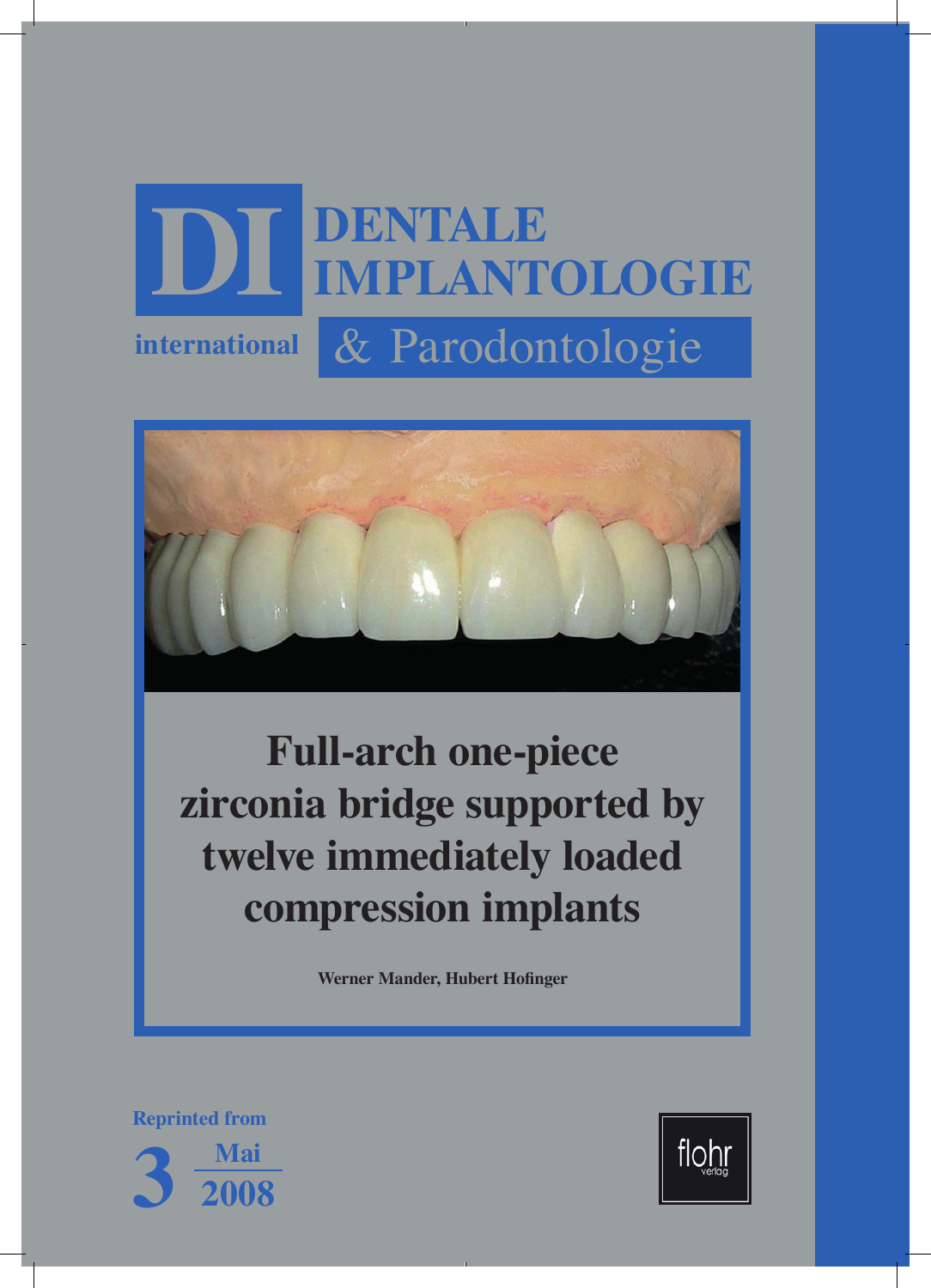# DI DENTALE IMPLANTOLOGIE

international & Parodontologie

# Full-arch one-piece zirconia bridge supported by twelve immediately loaded compression implants

**Werner Mander, Hubert Hofinger**

Reprinted from

3 Mai 2008

flohr verlag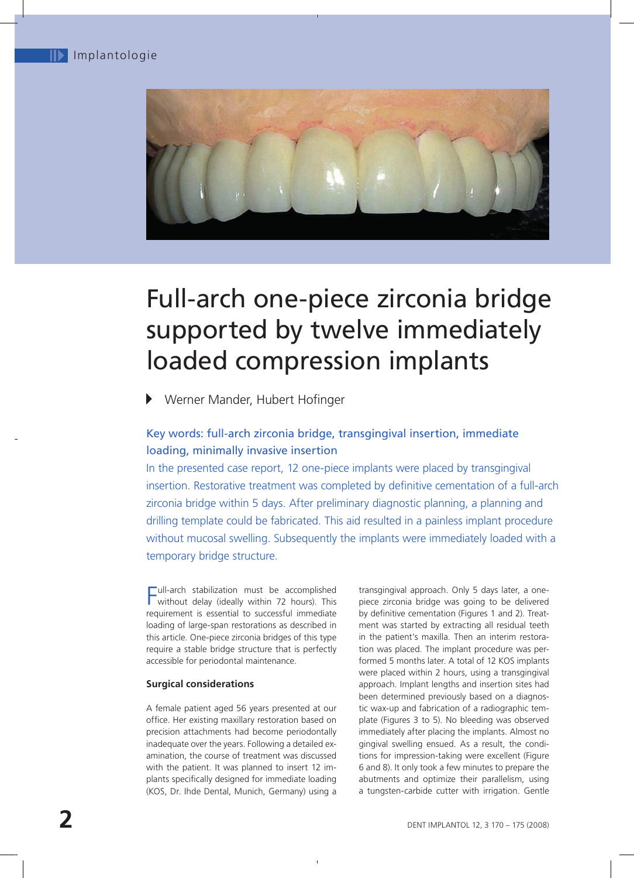# Full-arch one-piece zirconia bridge supported by twelve immediately loaded compression implants

Werner Mander, Hubert Hofinger

Key words: full-arch zirconia bridge, transgingival insertion, immediate loading, minimally invasive insertion

In the presented case report, 12 one-piece implants were placed by transgingival insertion. Restorative treatment was completed by definitive cementation of a full-arch zirconia bridge within 5 days. After preliminary diagnostic planning, a planning and drilling template could be fabricated. This aid resulted in a painless implant procedure without mucosal swelling. Subsequently the implants were immediately loaded with a temporary bridge structure.

Full-arch stabilization must be accomplished without delay (ideally within 72 hours). This requirement is essential to successful immediate loading of large-span restorations as described in this article. One-piece zirconia bridges of this type require a stable bridge structure that is perfectly accessible for periodontal maintenance.

### Surgical considerations

A female patient aged 56 years presented at our office. Her existing maxillary restoration based on precision attachments had become periodontally inadequate over the years. Following a detailed examination, the course of treatment was discussed with the patient. It was planned to insert 12 implants specifically designed for immediate loading (KOS, Dr. Ihde Dental, Munich, Germany) using a transgingival approach. Only 5 days later, a one-piece zirconia bridge was going to be delivered by definitive cementation (Figures 1 and 2). Treatment was started by extracting all residual teeth in the patient's maxilla. Then an interim restoration was placed. The implant procedure was performed 5 months later. A total of 12 KOS implants were placed within 2 hours, using a transgingival approach. Implant lengths and insertion sites had been determined previously based on a diagnostic wax-up and fabrication of a radiographic template (Figures 3 to 5). No bleeding was observed immediately after placing the implants. Almost no gingival swelling ensued. As a result, the conditions for impression-taking were excellent (Figure 6 and 8). It only took a few minutes to prepare the abutments and optimize their parallelism, using a tungsten-carbide cutter with irrigation. Gentle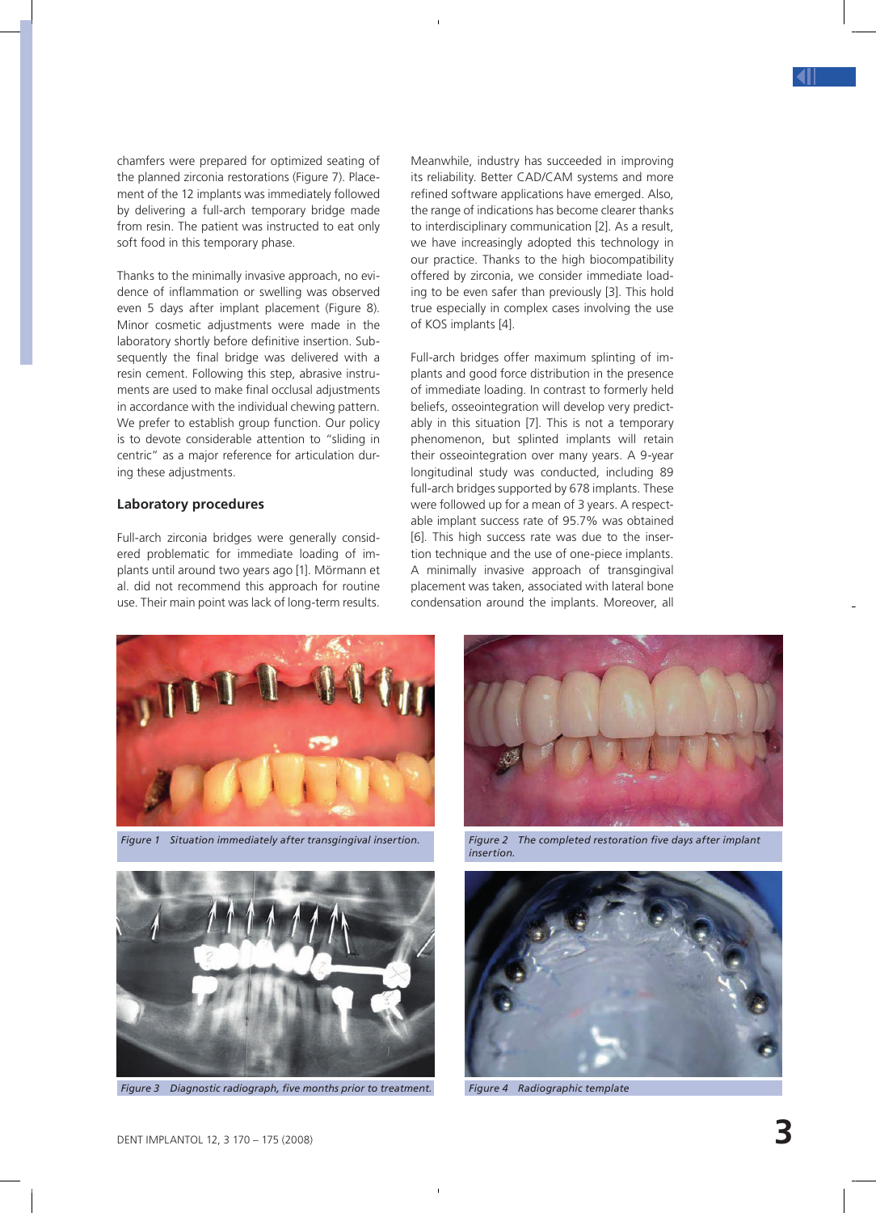chamfers were prepared for optimized seating of the planned zirconia restorations (Figure 7). Placement of the 12 implants was immediately followed by delivering a full-arch temporary bridge made from resin. The patient was instructed to eat only soft food in this temporary phase.

Thanks to the minimally invasive approach, no evidence of inflammation or swelling was observed even 5 days after implant placement (Figure 8). Minor cosmetic adjustments were made in the laboratory shortly before definitive insertion. Subsequently the final bridge was delivered with a resin cement. Following this step, abrasive instruments are used to make final occlusal adjustments in accordance with the individual chewing pattern. We prefer to establish group function. Our policy is to devote considerable attention to "sliding in centric" as a major reference for articulation during these adjustments.

### Laboratory procedures

Full-arch zirconia bridges were generally considered problematic for immediate loading of implants until around two years ago [1]. Mörmann et al. did not recommend this approach for routine use. Their main point was lack of long-term results. Meanwhile, industry has succeeded in improving its reliability. Better CAD/CAM systems and more refined software applications have emerged. Also, the range of indications has become clearer thanks to interdisciplinary communication [2]. As a result, we have increasingly adopted this technology in our practice. Thanks to the high biocompatibility offered by zirconia, we consider immediate loading to be even safer than previously [3]. This hold true especially in complex cases involving the use of KOS implants [4].

Full-arch bridges offer maximum splinting of implants and good force distribution in the presence of immediate loading. In contrast to formerly held beliefs, osseointegration will develop very predictably in this situation [7]. This is not a temporary phenomenon, but splinted implants will retain their osseointegration over many years. A 9-year longitudinal study was conducted, including 89 full-arch bridges supported by 678 implants. These were followed up for a mean of 3 years. A respectable implant success rate of 95.7% was obtained [6]. This high success rate was due to the insertion technique and the use of one-piece implants. A minimally invasive approach of transgingival placement was taken, associated with lateral bone condensation around the implants. Moreover, all

*Figure 1 Situation immediately after transgingival insertion.*

*Figure 2 The completed restoration five days after implant insertion.*

*Figure 3 Diagnostic radiograph, five months prior to treatment.*

*Figure 4 Radiographic template*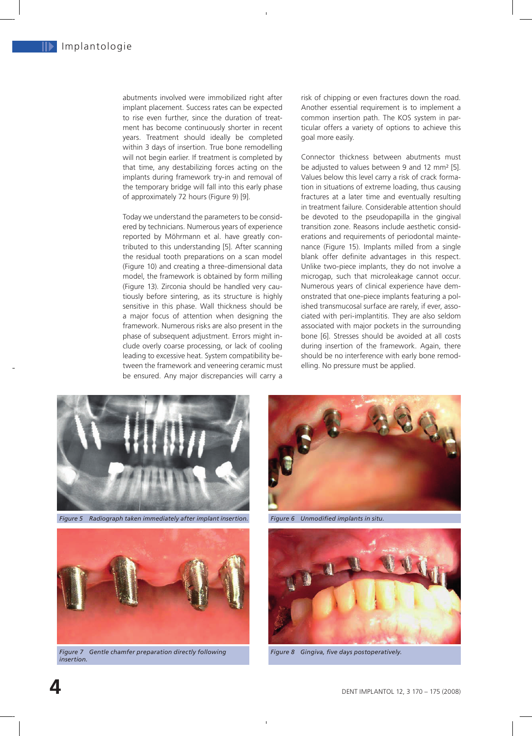abutments involved were immobilized right after implant placement. Success rates can be expected to rise even further, since the duration of treatment has become continuously shorter in recent years. Treatment should ideally be completed within 3 days of insertion. True bone remodelling will not begin earlier. If treatment is completed by that time, any destabilizing forces acting on the implants during framework try-in and removal of the temporary bridge will fall into this early phase of approximately 72 hours (Figure 9) [9].

Today we understand the parameters to be considered by technicians. Numerous years of experience reported by Möhrmann et al. have greatly contributed to this understanding [5]. After scanning the residual tooth preparations on a scan model (Figure 10) and creating a three-dimensional data model, the framework is obtained by form milling (Figure 13). Zirconia should be handled very cautiously before sintering, as its structure is highly sensitive in this phase. Wall thickness should be a major focus of attention when designing the framework. Numerous risks are also present in the phase of subsequent adjustment. Errors might include overly coarse processing, or lack of cooling leading to excessive heat. System compatibility between the framework and veneering ceramic must be ensured. Any major discrepancies will carry a risk of chipping or even fractures down the road. Another essential requirement is to implement a common insertion path. The KOS system in particular offers a variety of options to achieve this goal more easily.

Connector thickness between abutments must be adjusted to values between 9 and 12 $mm^2$ [5]. Values below this level carry a risk of crack formation in situations of extreme loading, thus causing fractures at a later time and eventually resulting in treatment failure. Considerable attention should be devoted to the pseudopapilla in the gingival transition zone. Reasons include aesthetic considerations and requirements of periodontal maintenance (Figure 15). Implants milled from a single blank offer definite advantages in this respect. Unlike two-piece implants, they do not involve a microgap, such that microleakage cannot occur. Numerous years of clinical experience have demonstrated that one-piece implants featuring a polished transmucosal surface are rarely, if ever, associated with peri-implantitis. They are also seldom associated with major pockets in the surrounding bone [6]. Stresses should be avoided at all costs during insertion of the framework. Again, there should be no interference with early bone remodelling. No pressure must be applied.

*Figure 5 Radiograph taken immediately after implant insertion.*

*Figure 6 Unmodified implants in situ.*

*Figure 7 Gentle chamfer preparation directly following insertion.*

*Figure 8 Gingiva, five days postoperatively.*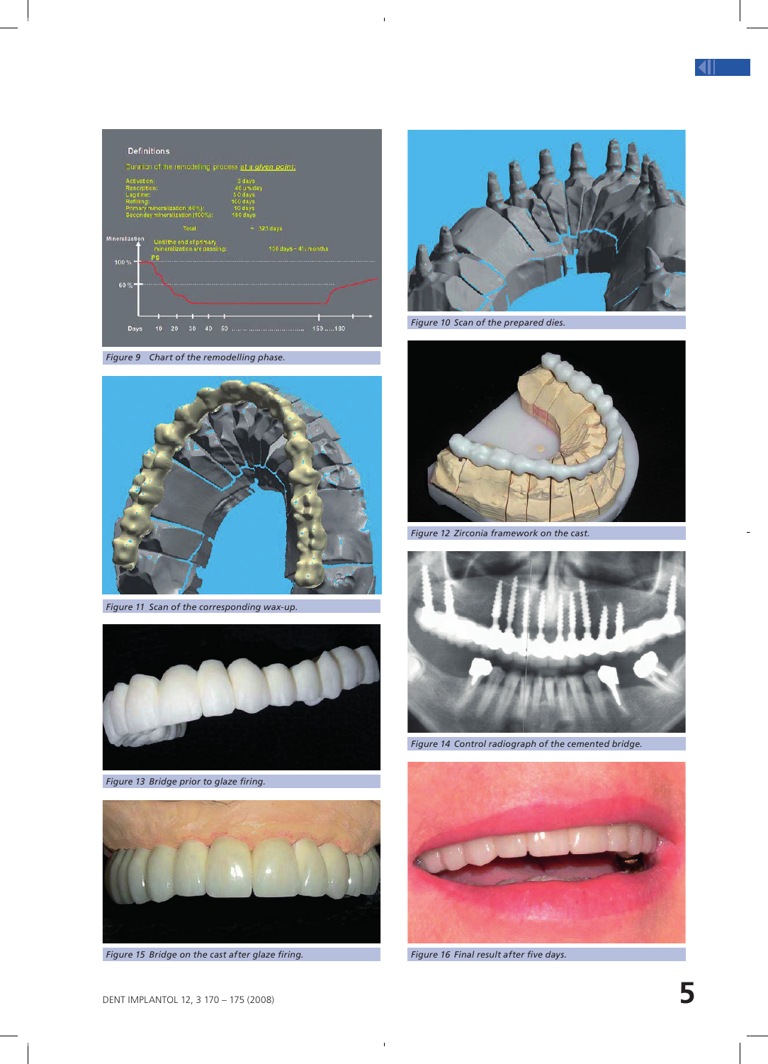Figure 9 Chart of the remodelling phase.

Figure 10 Scan of the prepared dies.

Figure 11 Scan of the corresponding wax-up.

Figure 12 Zirconia framework on the cast.

Figure 13 Bridge prior to glaze firing.

Figure 14 Control radiograph of the cemented bridge.

Figure 15 Bridge on the cast after glaze firing.

Figure 16 Final result after five days.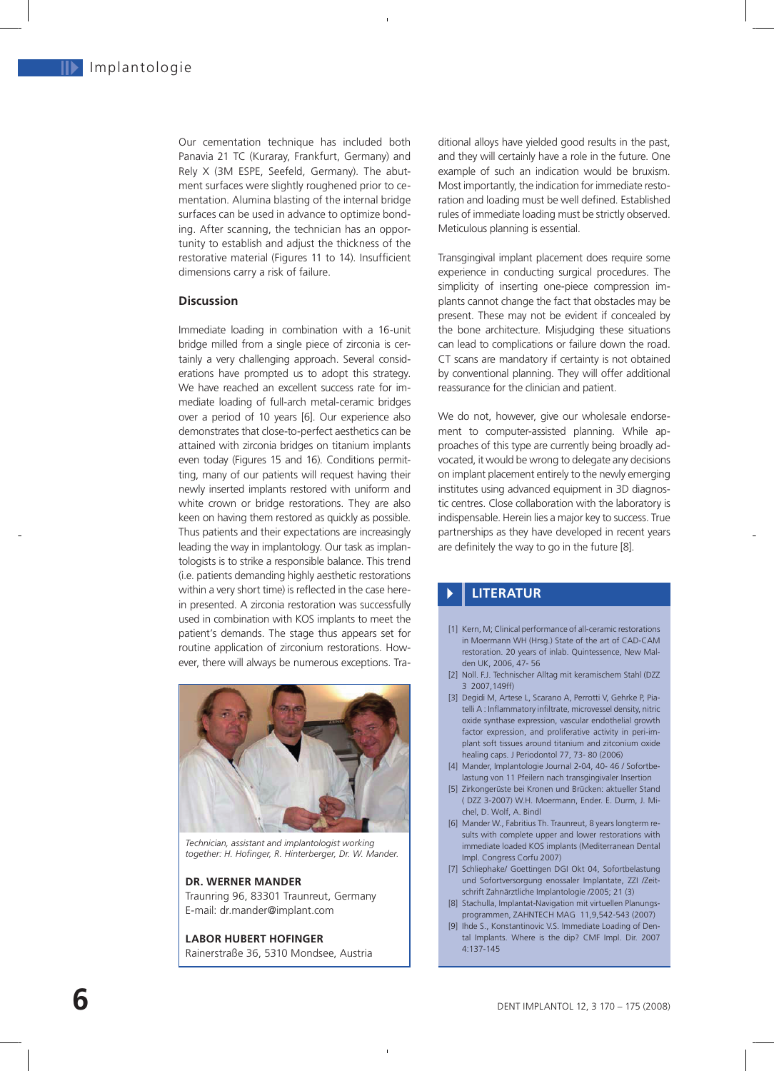Our cementation technique has included both Panavia 21 TC (Kuraray, Frankfurt, Germany) and Rely X (3M ESPE, Seefeld, Germany). The abutment surfaces were slightly roughened prior to cementation. Alumina blasting of the internal bridge surfaces can be used in advance to optimize bonding. After scanning, the technician has an opportunity to establish and adjust the thickness of the restorative material (Figures 11 to 14). Insufficient dimensions carry a risk of failure.

## Discussion

Immediate loading in combination with a 16-unit bridge milled from a single piece of zirconia is certainly a very challenging approach. Several considerations have prompted us to adopt this strategy. We have reached an excellent success rate for immediate loading of full-arch metal-ceramic bridges over a period of 10 years [6]. Our experience also demonstrates that close-to-perfect aesthetics can be attained with zirconia bridges on titanium implants even today (Figures 15 and 16). Conditions permitting, many of our patients will request having their newly inserted implants restored with uniform and white crown or bridge restorations. They are also keen on having them restored as quickly as possible. Thus patients and their expectations are increasingly leading the way in implantology. Our task as implantologists is to strike a responsible balance. This trend (i.e. patients demanding highly aesthetic restorations within a very short time) is reflected in the case herein presented. A zirconia restoration was successfully used in combination with KOS implants to meet the patient's demands. The stage thus appears set for routine application of zirconium restorations. However, there will always be numerous exceptions. Traditional alloys have yielded good results in the past, and they will certainly have a role in the future. One example of such an indication would be bruxism. Most importantly, the indication for immediate restoration and loading must be well defined. Established rules of immediate loading must be strictly observed. Meticulous planning is essential.

Transgingival implant placement does require some experience in conducting surgical procedures. The simplicity of inserting one-piece compression implants cannot change the fact that obstacles may be present. These may not be evident if concealed by the bone architecture. Misjudging these situations can lead to complications or failure down the road. CT scans are mandatory if certainty is not obtained by conventional planning. They will offer additional reassurance for the clinician and patient.

We do not, however, give our wholesale endorsement to computer-assisted planning. While approaches of this type are currently being broadly advocated, it would be wrong to delegate any decisions on implant placement entirely to the newly emerging institutes using advanced equipment in 3D diagnostic centres. Close collaboration with the laboratory is indispensable. Herein lies a major key to success. True partnerships as they have developed in recent years are definitely the way to go in the future [8].

*Technician, assistant and implantologist working together: H. Hofinger, R. Hinterberger, Dr. W. Mander.*

**DR. WERNER MANDER**
Traunring 96, 83301 Traunreut, Germany
E-mail: dr.mander@implant.com

**LABOR HUBERT HOFINGER**
Rainerstraße 36, 5310 Mondsee, Austria

## LITERATUR

[1] Kern, M; Clinical performance of all-ceramic restorations in Moermann WH (Hrsg.) State of the art of CAD-CAM restoration. 20 years of inlab. Quintessence, New Malden UK, 2006, 47- 56

[2] Noll. F.J. Technischer Alltag mit keramischem Stahl (DZZ 3 2007,149ff)

[3] Degidi M, Artese L, Scarano A, Perrotti V, Gehrke P, Piatelli A : Inflammatory infiltrate, microvessel density, nitric oxide synthase expression, vascular endothelial growth factor expression, and proliferative activity in peri-implant soft tissues around titanium and zitconium oxide healing caps. J Periodontol 77, 73- 80 (2006)

[4] Mander, Implantologie Journal 2-04, 40- 46 / Sofortbelastung von 11 Pfeilern nach transgingivaler Insertion

[5] Zirkongerüste bei Kronen und Brücken: aktueller Stand ( DZZ 3-2007) W.H. Moermann, Ender. E. Durm, J. Michel, D. Wolf, A. Bindl

[6] Mander W., Fabritius Th. Traunreut, 8 years longterm results with complete upper and lower restorations with immediate loaded KOS implants (Mediterranean Dental Impl. Congress Corfu 2007)

[7] Schliephake/ Goettingen DGI Okt 04, Sofortbelastung und Sofortversorgung enossaler Implantate, ZZI /Zeitschrift Zahnärztliche Implantologie /2005; 21 (3)

[8] Stachulla, Implantat-Navigation mit virtuellen Planungsprogrammen, ZAHNTECH MAG 11,9,542-543 (2007)

[9] Ihde S., Konstantinovic V.S. Immediate Loading of Dental Implants. Where is the dip? CMF Impl. Dir. 2007 4:137-145